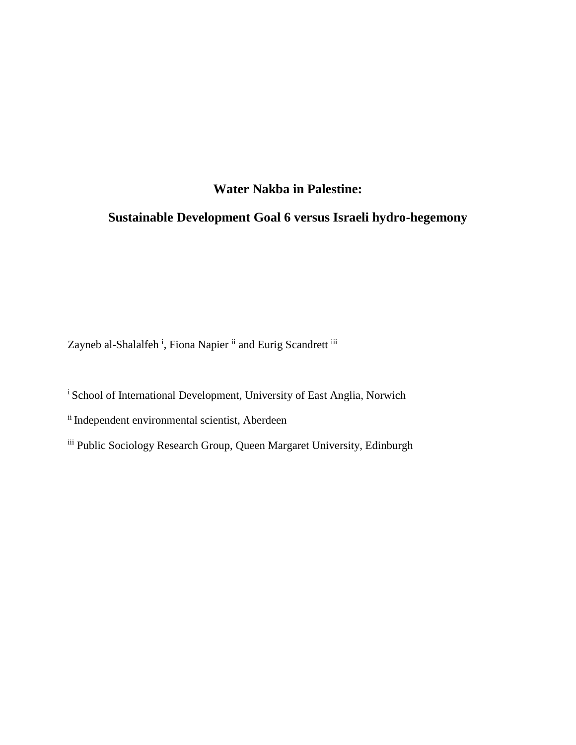# Water Nakba in Palestine:

## Sustainable Development Goal 6 versus Israeli hydro-hegemony

Zayneb al-Shalalfeh [i], Fiona Napier [ii] and Eurig Scandrett [iii]

[i] School of International Development, University of East Anglia, Norwich

[ii] Independent environmental scientist, Aberdeen

[iii] Public Sociology Research Group, Queen Margaret University, Edinburgh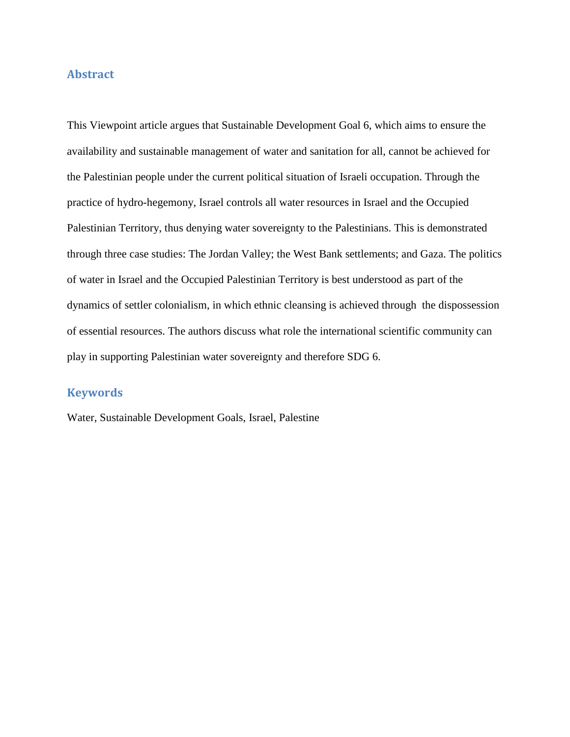## Abstract

This Viewpoint article argues that Sustainable Development Goal 6, which aims to ensure the availability and sustainable management of water and sanitation for all, cannot be achieved for the Palestinian people under the current political situation of Israeli occupation. Through the practice of hydro-hegemony, Israel controls all water resources in Israel and the Occupied Palestinian Territory, thus denying water sovereignty to the Palestinians. This is demonstrated through three case studies: The Jordan Valley; the West Bank settlements; and Gaza. The politics of water in Israel and the Occupied Palestinian Territory is best understood as part of the dynamics of settler colonialism, in which ethnic cleansing is achieved through the dispossession of essential resources. The authors discuss what role the international scientific community can play in supporting Palestinian water sovereignty and therefore SDG 6.

## Keywords

Water, Sustainable Development Goals, Israel, Palestine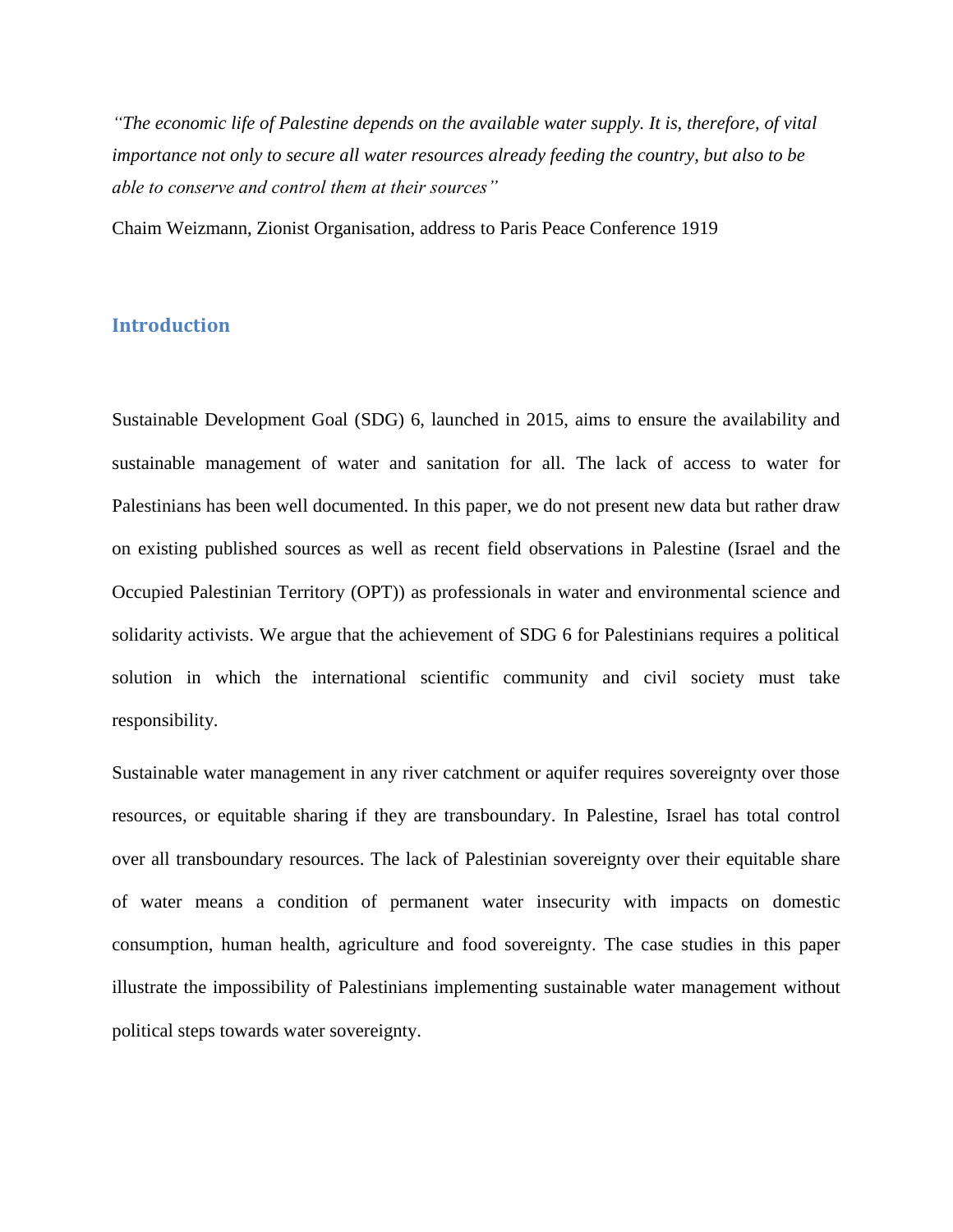*"The economic life of Palestine depends on the available water supply. It is, therefore, of vital importance not only to secure all water resources already feeding the country, but also to be able to conserve and control them at their sources"*

Chaim Weizmann, Zionist Organisation, address to Paris Peace Conference 1919

## Introduction

Sustainable Development Goal (SDG) 6, launched in 2015, aims to ensure the availability and sustainable management of water and sanitation for all. The lack of access to water for Palestinians has been well documented. In this paper, we do not present new data but rather draw on existing published sources as well as recent field observations in Palestine (Israel and the Occupied Palestinian Territory (OPT)) as professionals in water and environmental science and solidarity activists. We argue that the achievement of SDG 6 for Palestinians requires a political solution in which the international scientific community and civil society must take responsibility.

Sustainable water management in any river catchment or aquifer requires sovereignty over those resources, or equitable sharing if they are transboundary. In Palestine, Israel has total control over all transboundary resources. The lack of Palestinian sovereignty over their equitable share of water means a condition of permanent water insecurity with impacts on domestic consumption, human health, agriculture and food sovereignty. The case studies in this paper illustrate the impossibility of Palestinians implementing sustainable water management without political steps towards water sovereignty.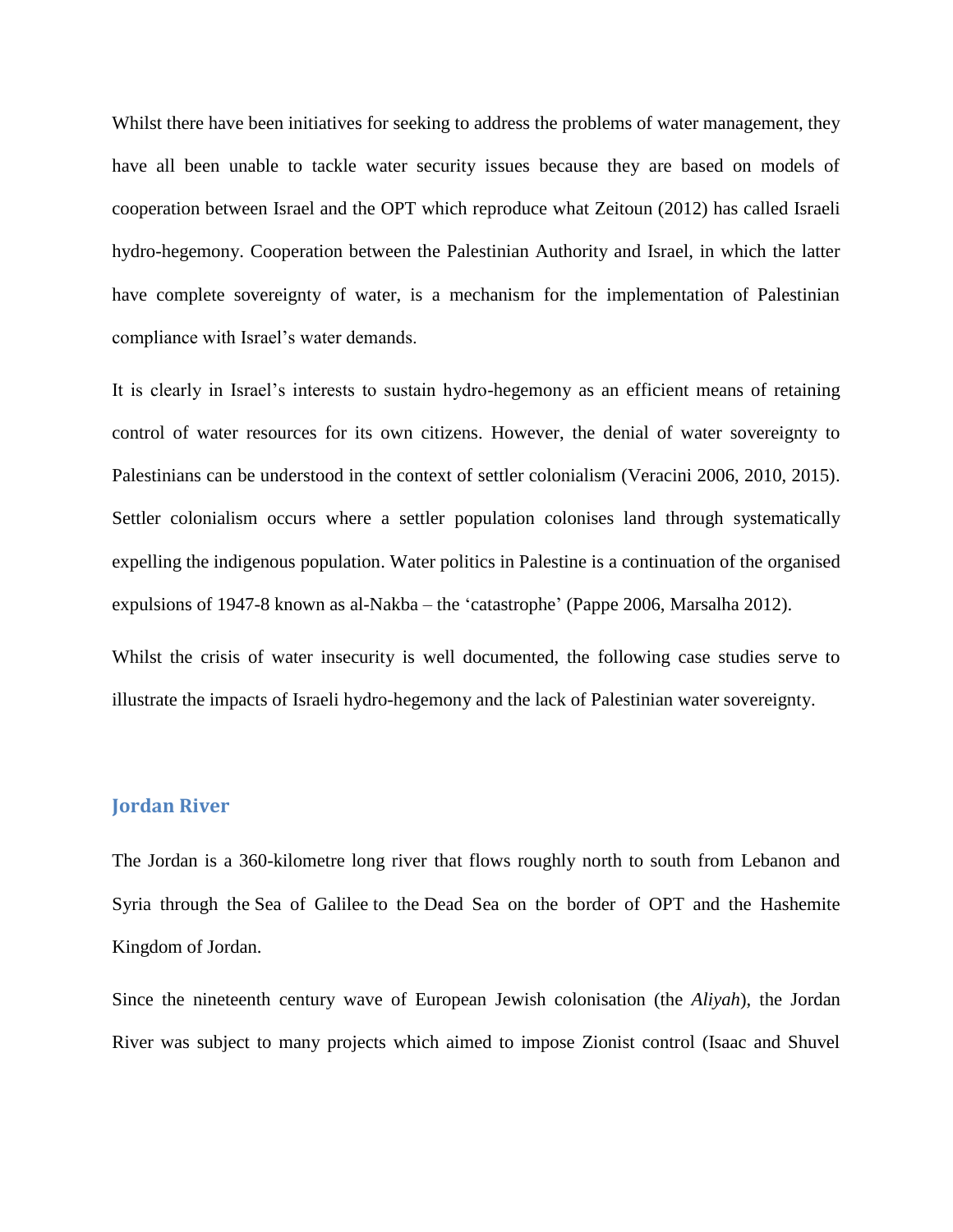Whilst there have been initiatives for seeking to address the problems of water management, they have all been unable to tackle water security issues because they are based on models of cooperation between Israel and the OPT which reproduce what Zeitoun (2012) has called Israeli hydro-hegemony. Cooperation between the Palestinian Authority and Israel, in which the latter have complete sovereignty of water, is a mechanism for the implementation of Palestinian compliance with Israel's water demands.

It is clearly in Israel's interests to sustain hydro-hegemony as an efficient means of retaining control of water resources for its own citizens. However, the denial of water sovereignty to Palestinians can be understood in the context of settler colonialism (Veracini 2006, 2010, 2015). Settler colonialism occurs where a settler population colonises land through systematically expelling the indigenous population. Water politics in Palestine is a continuation of the organised expulsions of 1947-8 known as al-Nakba – the 'catastrophe' (Pappe 2006, Marsalha 2012).

Whilst the crisis of water insecurity is well documented, the following case studies serve to illustrate the impacts of Israeli hydro-hegemony and the lack of Palestinian water sovereignty.

## Jordan River

The Jordan is a 360-kilometre long river that flows roughly north to south from Lebanon and Syria through the Sea of Galilee to the Dead Sea on the border of OPT and the Hashemite Kingdom of Jordan.

Since the nineteenth century wave of European Jewish colonisation (the *Aliyah*), the Jordan River was subject to many projects which aimed to impose Zionist control (Isaac and Shuvel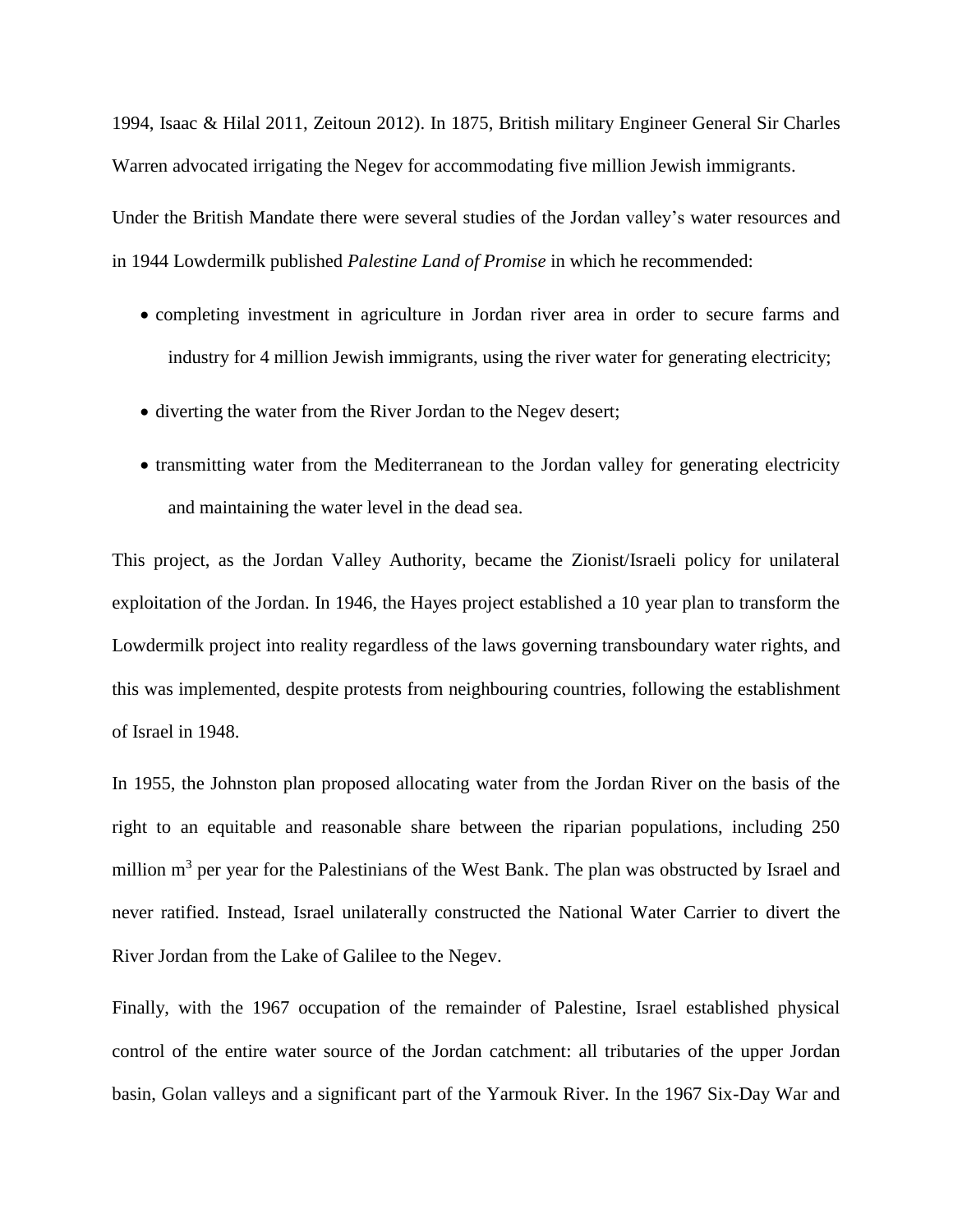1994, Isaac & Hilal 2011, Zeitoun 2012). In 1875, British military Engineer General Sir Charles Warren advocated irrigating the Negev for accommodating five million Jewish immigrants.

Under the British Mandate there were several studies of the Jordan valley's water resources and in 1944 Lowdermilk published *Palestine Land of Promise* in which he recommended:

- completing investment in agriculture in Jordan river area in order to secure farms and industry for 4 million Jewish immigrants, using the river water for generating electricity;
- diverting the water from the River Jordan to the Negev desert;
- transmitting water from the Mediterranean to the Jordan valley for generating electricity and maintaining the water level in the dead sea.

This project, as the Jordan Valley Authority, became the Zionist/Israeli policy for unilateral exploitation of the Jordan. In 1946, the Hayes project established a 10 year plan to transform the Lowdermilk project into reality regardless of the laws governing transboundary water rights, and this was implemented, despite protests from neighbouring countries, following the establishment of Israel in 1948.

In 1955, the Johnston plan proposed allocating water from the Jordan River on the basis of the right to an equitable and reasonable share between the riparian populations, including 250 million $m^3$ per year for the Palestinians of the West Bank. The plan was obstructed by Israel and never ratified. Instead, Israel unilaterally constructed the National Water Carrier to divert the River Jordan from the Lake of Galilee to the Negev.

Finally, with the 1967 occupation of the remainder of Palestine, Israel established physical control of the entire water source of the Jordan catchment: all tributaries of the upper Jordan basin, Golan valleys and a significant part of the Yarmouk River. In the 1967 Six-Day War and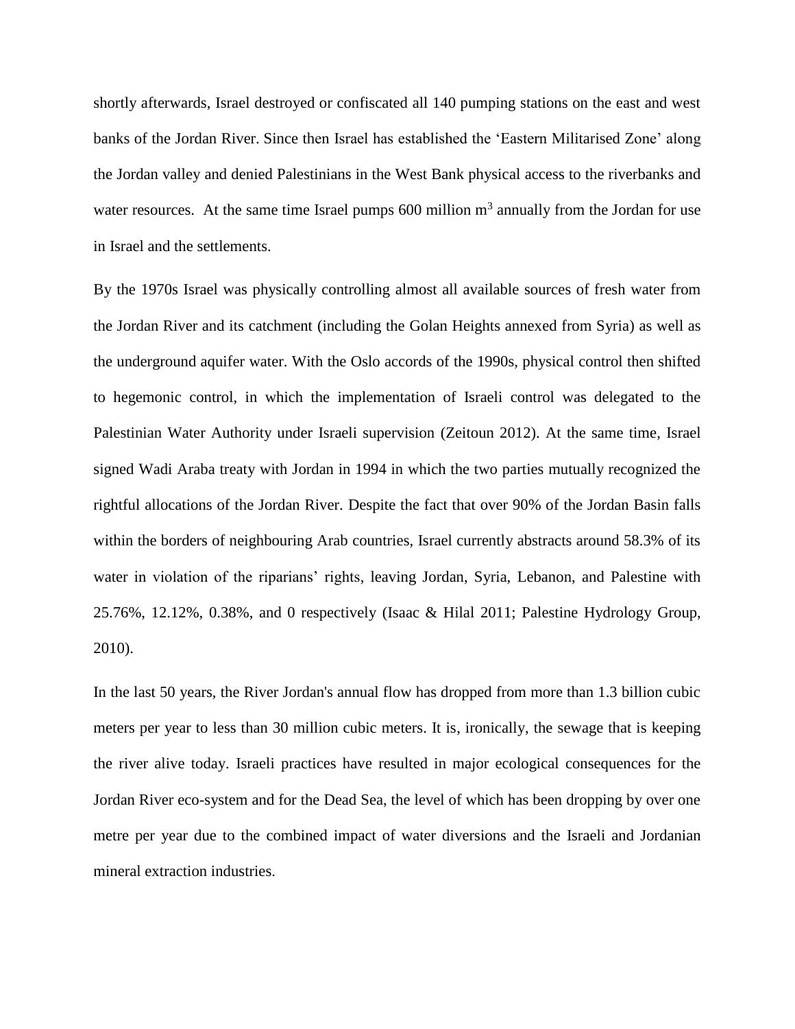shortly afterwards, Israel destroyed or confiscated all 140 pumping stations on the east and west banks of the Jordan River. Since then Israel has established the 'Eastern Militarised Zone' along the Jordan valley and denied Palestinians in the West Bank physical access to the riverbanks and water resources. At the same time Israel pumps 600 million $m^3$ annually from the Jordan for use in Israel and the settlements.

By the 1970s Israel was physically controlling almost all available sources of fresh water from the Jordan River and its catchment (including the Golan Heights annexed from Syria) as well as the underground aquifer water. With the Oslo accords of the 1990s, physical control then shifted to hegemonic control, in which the implementation of Israeli control was delegated to the Palestinian Water Authority under Israeli supervision (Zeitoun 2012). At the same time, Israel signed Wadi Araba treaty with Jordan in 1994 in which the two parties mutually recognized the rightful allocations of the Jordan River. Despite the fact that over 90% of the Jordan Basin falls within the borders of neighbouring Arab countries, Israel currently abstracts around 58.3% of its water in violation of the riparians' rights, leaving Jordan, Syria, Lebanon, and Palestine with 25.76%, 12.12%, 0.38%, and 0 respectively (Isaac & Hilal 2011; Palestine Hydrology Group, 2010).

In the last 50 years, the River Jordan's annual flow has dropped from more than 1.3 billion cubic meters per year to less than 30 million cubic meters. It is, ironically, the sewage that is keeping the river alive today. Israeli practices have resulted in major ecological consequences for the Jordan River eco-system and for the Dead Sea, the level of which has been dropping by over one metre per year due to the combined impact of water diversions and the Israeli and Jordanian mineral extraction industries.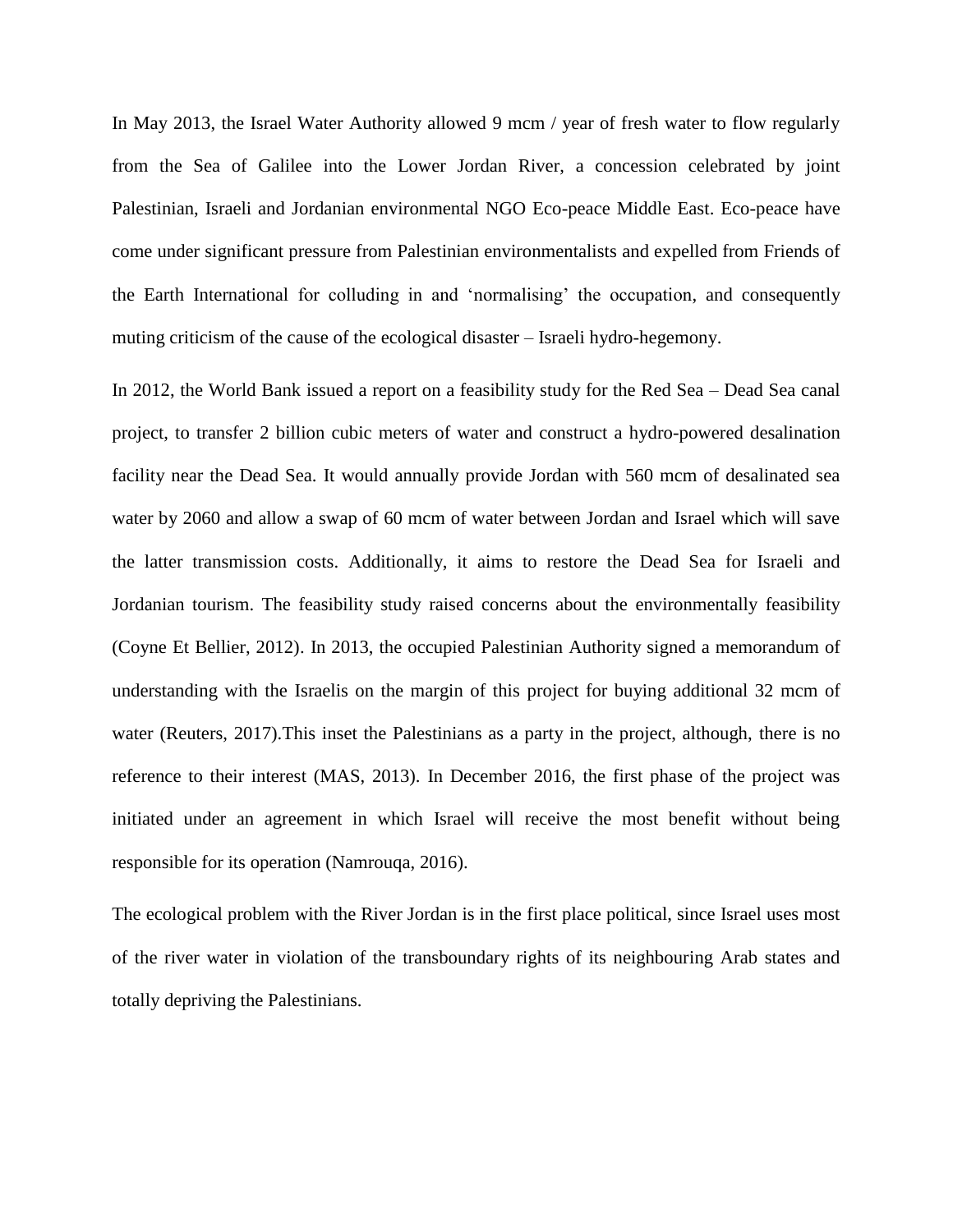In May 2013, the Israel Water Authority allowed 9 mcm / year of fresh water to flow regularly from the Sea of Galilee into the Lower Jordan River, a concession celebrated by joint Palestinian, Israeli and Jordanian environmental NGO Eco-peace Middle East. Eco-peace have come under significant pressure from Palestinian environmentalists and expelled from Friends of the Earth International for colluding in and 'normalising' the occupation, and consequently muting criticism of the cause of the ecological disaster – Israeli hydro-hegemony.

In 2012, the World Bank issued a report on a feasibility study for the Red Sea – Dead Sea canal project, to transfer 2 billion cubic meters of water and construct a hydro-powered desalination facility near the Dead Sea. It would annually provide Jordan with 560 mcm of desalinated sea water by 2060 and allow a swap of 60 mcm of water between Jordan and Israel which will save the latter transmission costs. Additionally, it aims to restore the Dead Sea for Israeli and Jordanian tourism. The feasibility study raised concerns about the environmentally feasibility (Coyne Et Bellier, 2012). In 2013, the occupied Palestinian Authority signed a memorandum of understanding with the Israelis on the margin of this project for buying additional 32 mcm of water (Reuters, 2017).This inset the Palestinians as a party in the project, although, there is no reference to their interest (MAS, 2013). In December 2016, the first phase of the project was initiated under an agreement in which Israel will receive the most benefit without being responsible for its operation (Namrouqa, 2016).

The ecological problem with the River Jordan is in the first place political, since Israel uses most of the river water in violation of the transboundary rights of its neighbouring Arab states and totally depriving the Palestinians.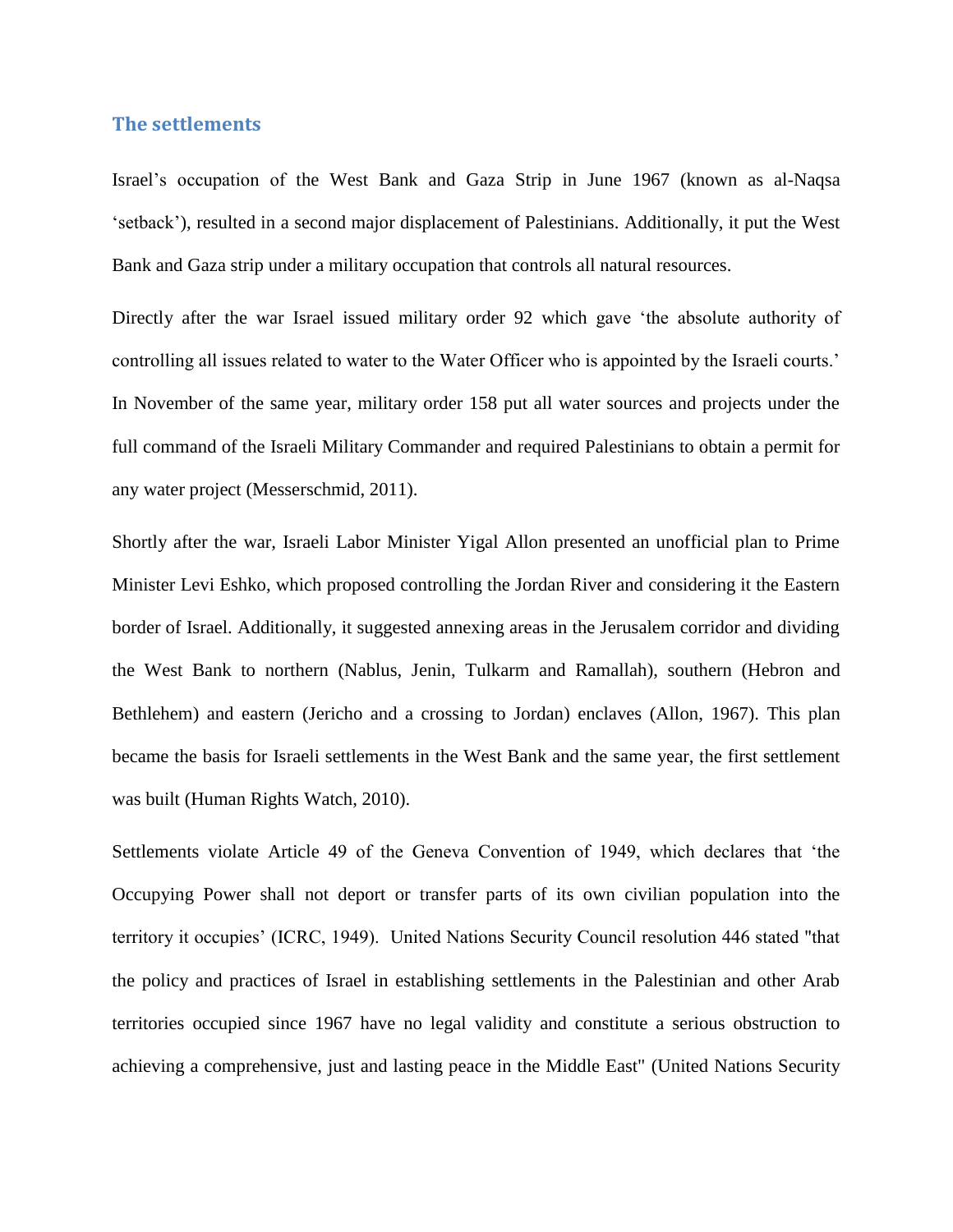## The settlements

Israel's occupation of the West Bank and Gaza Strip in June 1967 (known as al-Naqsa 'setback'), resulted in a second major displacement of Palestinians. Additionally, it put the West Bank and Gaza strip under a military occupation that controls all natural resources.

Directly after the war Israel issued military order 92 which gave 'the absolute authority of controlling all issues related to water to the Water Officer who is appointed by the Israeli courts.' In November of the same year, military order 158 put all water sources and projects under the full command of the Israeli Military Commander and required Palestinians to obtain a permit for any water project (Messerschmid, 2011).

Shortly after the war, Israeli Labor Minister Yigal Allon presented an unofficial plan to Prime Minister Levi Eshko, which proposed controlling the Jordan River and considering it the Eastern border of Israel. Additionally, it suggested annexing areas in the Jerusalem corridor and dividing the West Bank to northern (Nablus, Jenin, Tulkarm and Ramallah), southern (Hebron and Bethlehem) and eastern (Jericho and a crossing to Jordan) enclaves (Allon, 1967). This plan became the basis for Israeli settlements in the West Bank and the same year, the first settlement was built (Human Rights Watch, 2010).

Settlements violate Article 49 of the Geneva Convention of 1949, which declares that 'the Occupying Power shall not deport or transfer parts of its own civilian population into the territory it occupies' (ICRC, 1949). United Nations Security Council resolution 446 stated "that the policy and practices of Israel in establishing settlements in the Palestinian and other Arab territories occupied since 1967 have no legal validity and constitute a serious obstruction to achieving a comprehensive, just and lasting peace in the Middle East" (United Nations Security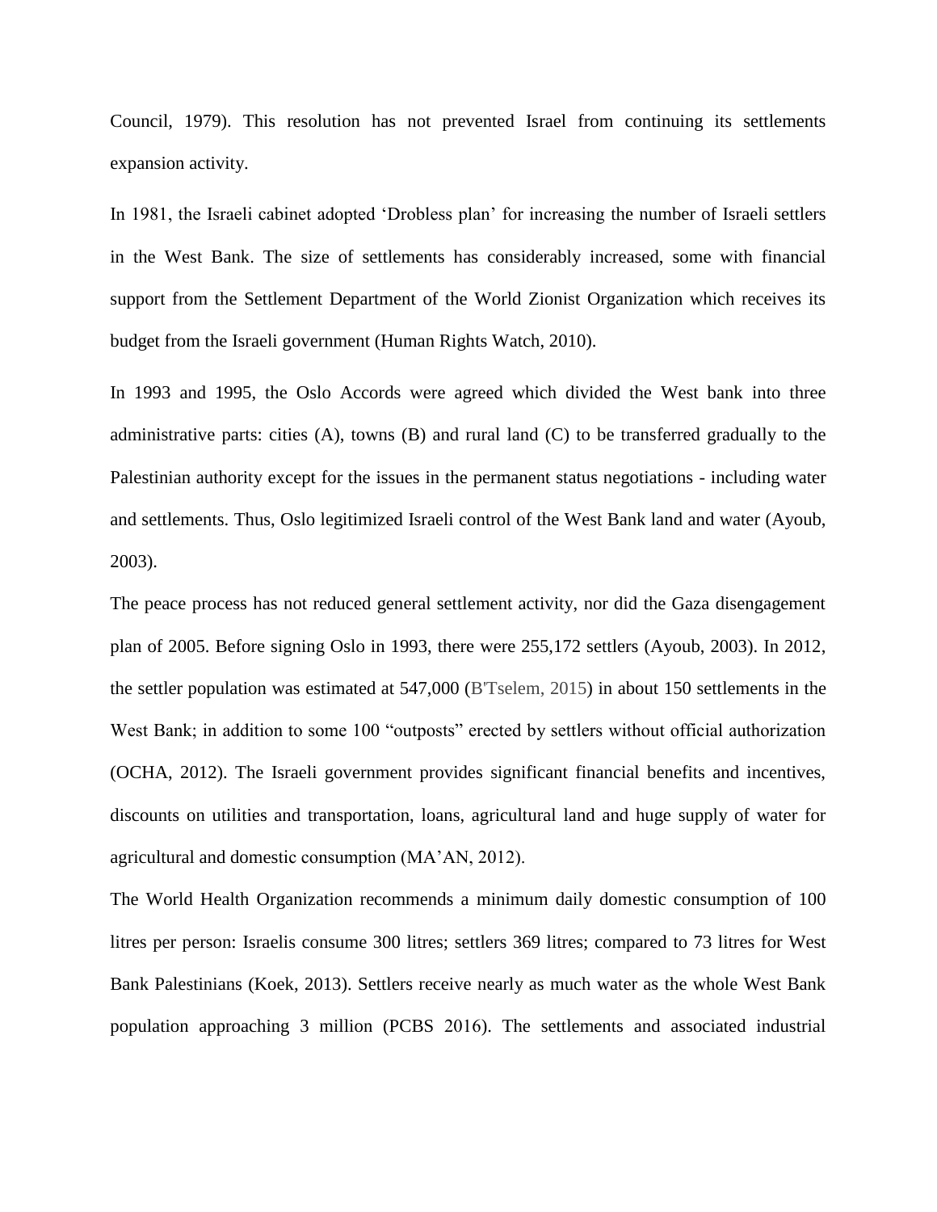Council, 1979). This resolution has not prevented Israel from continuing its settlements expansion activity.

In 1981, the Israeli cabinet adopted 'Drobless plan' for increasing the number of Israeli settlers in the West Bank. The size of settlements has considerably increased, some with financial support from the Settlement Department of the World Zionist Organization which receives its budget from the Israeli government (Human Rights Watch, 2010).

In 1993 and 1995, the Oslo Accords were agreed which divided the West bank into three administrative parts: cities (A), towns (B) and rural land (C) to be transferred gradually to the Palestinian authority except for the issues in the permanent status negotiations - including water and settlements. Thus, Oslo legitimized Israeli control of the West Bank land and water (Ayoub, 2003).

The peace process has not reduced general settlement activity, nor did the Gaza disengagement plan of 2005. Before signing Oslo in 1993, there were 255,172 settlers (Ayoub, 2003). In 2012, the settler population was estimated at 547,000 (B'Tselem, 2015) in about 150 settlements in the West Bank; in addition to some 100 "outposts" erected by settlers without official authorization (OCHA, 2012). The Israeli government provides significant financial benefits and incentives, discounts on utilities and transportation, loans, agricultural land and huge supply of water for agricultural and domestic consumption (MA'AN, 2012).

The World Health Organization recommends a minimum daily domestic consumption of 100 litres per person: Israelis consume 300 litres; settlers 369 litres; compared to 73 litres for West Bank Palestinians (Koek, 2013). Settlers receive nearly as much water as the whole West Bank population approaching 3 million (PCBS 2016). The settlements and associated industrial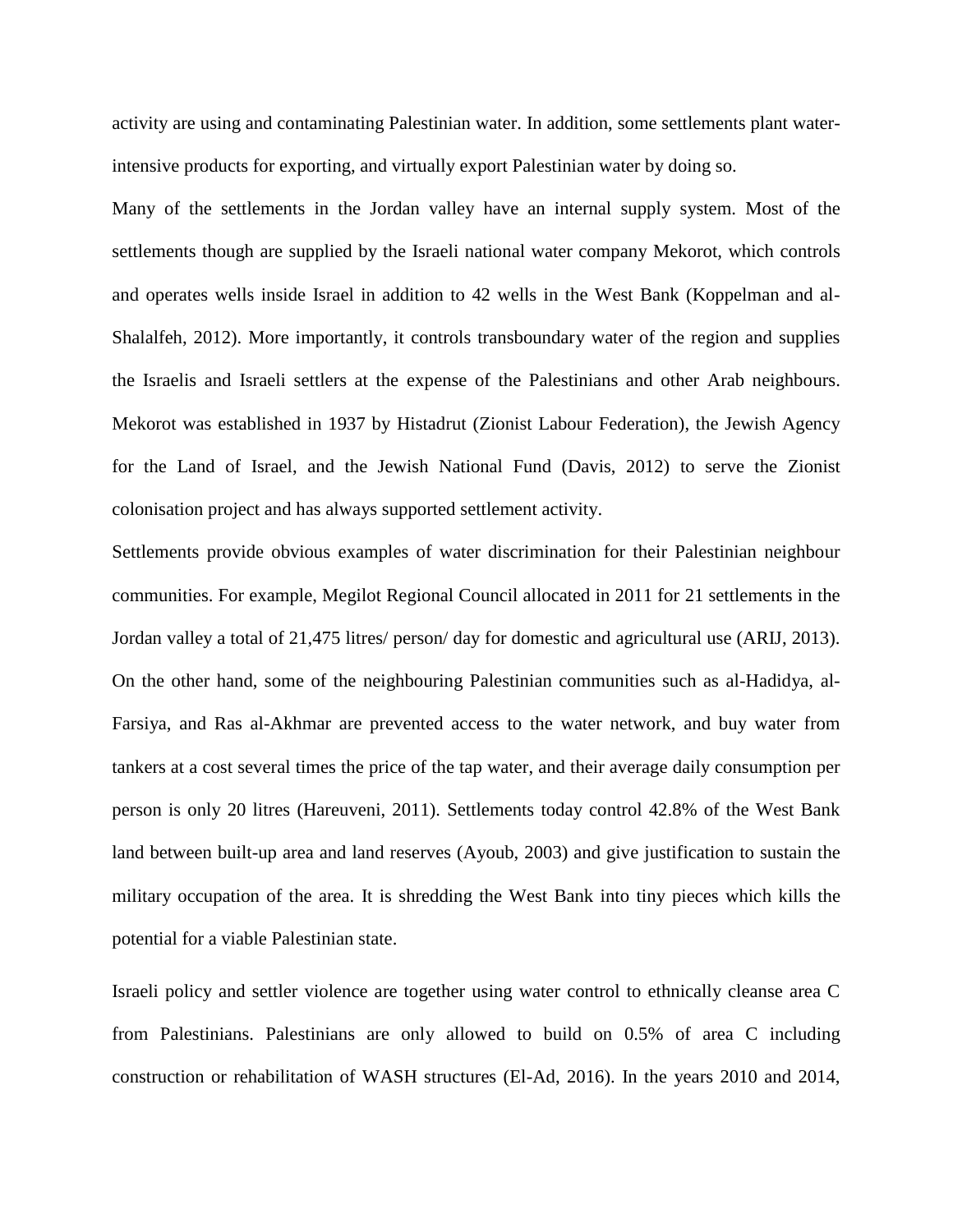activity are using and contaminating Palestinian water. In addition, some settlements plant water-intensive products for exporting, and virtually export Palestinian water by doing so.

Many of the settlements in the Jordan valley have an internal supply system. Most of the settlements though are supplied by the Israeli national water company Mekorot, which controls and operates wells inside Israel in addition to 42 wells in the West Bank (Koppelman and al-Shalalfeh, 2012). More importantly, it controls transboundary water of the region and supplies the Israelis and Israeli settlers at the expense of the Palestinians and other Arab neighbours. Mekorot was established in 1937 by Histadrut (Zionist Labour Federation), the Jewish Agency for the Land of Israel, and the Jewish National Fund (Davis, 2012) to serve the Zionist colonisation project and has always supported settlement activity.

Settlements provide obvious examples of water discrimination for their Palestinian neighbour communities. For example, Megilot Regional Council allocated in 2011 for 21 settlements in the Jordan valley a total of 21,475 litres/ person/ day for domestic and agricultural use (ARIJ, 2013). On the other hand, some of the neighbouring Palestinian communities such as al-Hadidya, al-Farsiya, and Ras al-Akhmar are prevented access to the water network, and buy water from tankers at a cost several times the price of the tap water, and their average daily consumption per person is only 20 litres (Hareuveni, 2011). Settlements today control 42.8% of the West Bank land between built-up area and land reserves (Ayoub, 2003) and give justification to sustain the military occupation of the area. It is shredding the West Bank into tiny pieces which kills the potential for a viable Palestinian state.

Israeli policy and settler violence are together using water control to ethnically cleanse area C from Palestinians. Palestinians are only allowed to build on 0.5% of area C including construction or rehabilitation of WASH structures (El-Ad, 2016). In the years 2010 and 2014,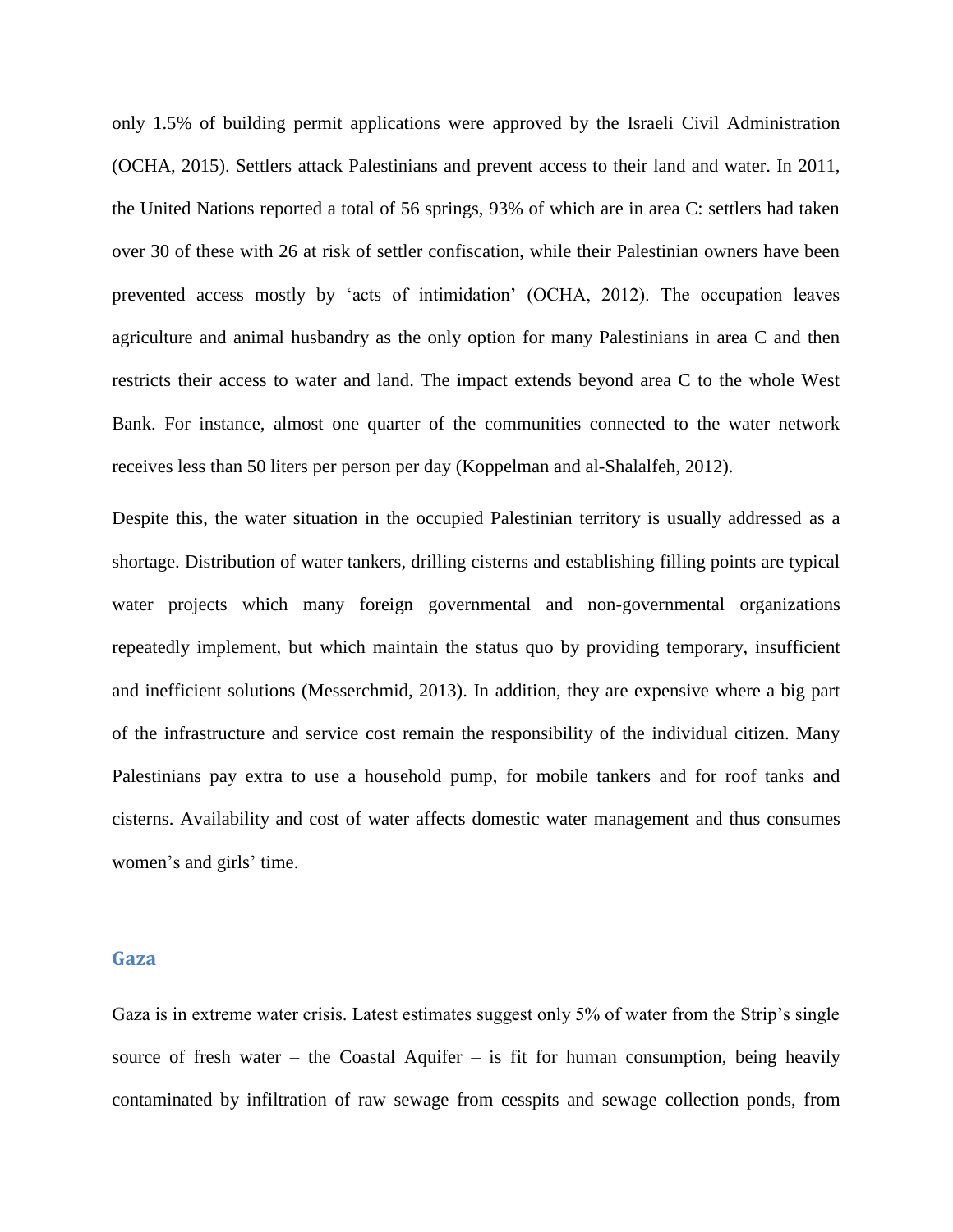only 1.5% of building permit applications were approved by the Israeli Civil Administration (OCHA, 2015). Settlers attack Palestinians and prevent access to their land and water. In 2011, the United Nations reported a total of 56 springs, 93% of which are in area C: settlers had taken over 30 of these with 26 at risk of settler confiscation, while their Palestinian owners have been prevented access mostly by 'acts of intimidation' (OCHA, 2012). The occupation leaves agriculture and animal husbandry as the only option for many Palestinians in area C and then restricts their access to water and land. The impact extends beyond area C to the whole West Bank. For instance, almost one quarter of the communities connected to the water network receives less than 50 liters per person per day (Koppelman and al-Shalalfeh, 2012).

Despite this, the water situation in the occupied Palestinian territory is usually addressed as a shortage. Distribution of water tankers, drilling cisterns and establishing filling points are typical water projects which many foreign governmental and non-governmental organizations repeatedly implement, but which maintain the status quo by providing temporary, insufficient and inefficient solutions (Messerchmid, 2013). In addition, they are expensive where a big part of the infrastructure and service cost remain the responsibility of the individual citizen. Many Palestinians pay extra to use a household pump, for mobile tankers and for roof tanks and cisterns. Availability and cost of water affects domestic water management and thus consumes women's and girls' time.

## Gaza

Gaza is in extreme water crisis. Latest estimates suggest only 5% of water from the Strip's single source of fresh water – the Coastal Aquifer – is fit for human consumption, being heavily contaminated by infiltration of raw sewage from cesspits and sewage collection ponds, from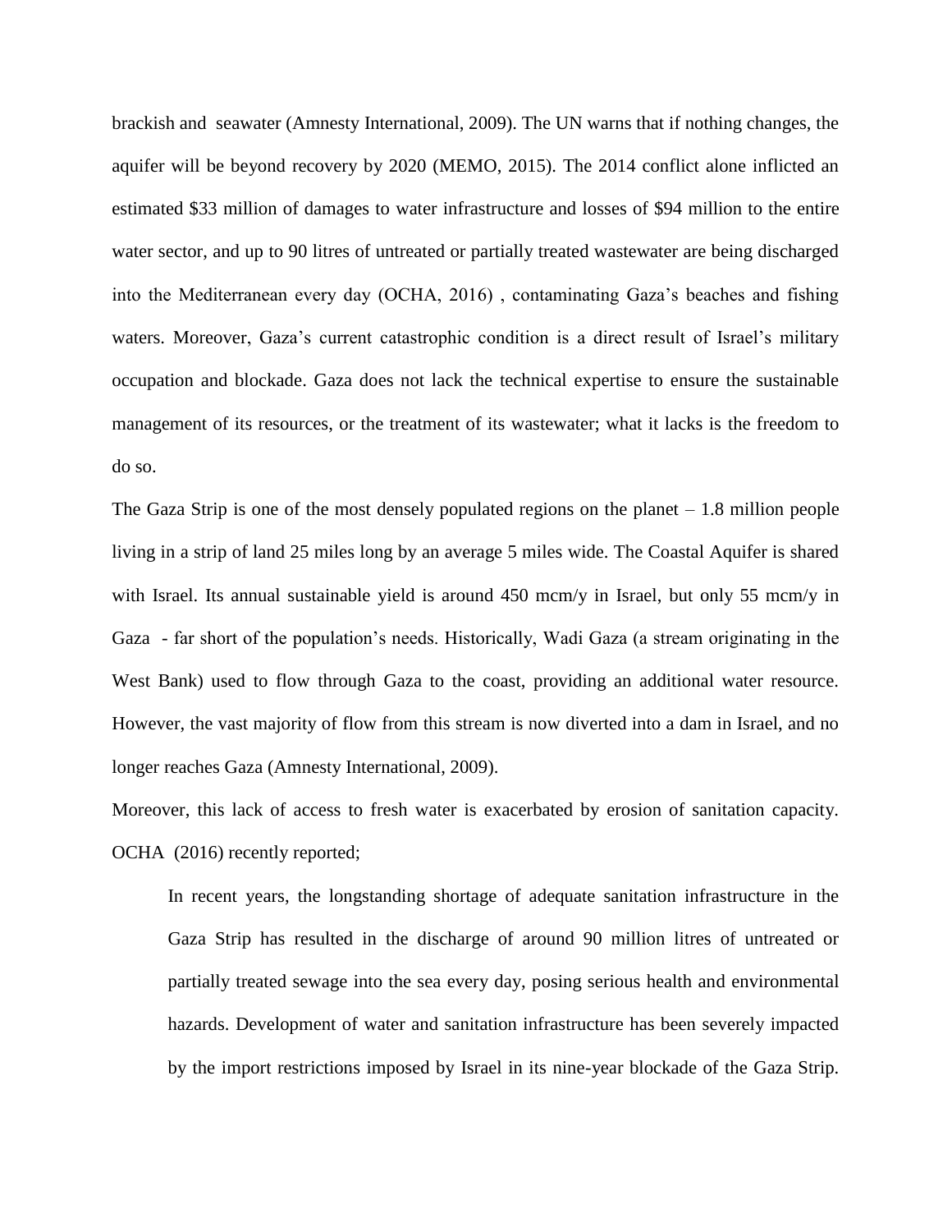brackish and seawater (Amnesty International, 2009). The UN warns that if nothing changes, the aquifer will be beyond recovery by 2020 (MEMO, 2015). The 2014 conflict alone inflicted an estimated $33 million of damages to water infrastructure and losses of $94 million to the entire water sector, and up to 90 litres of untreated or partially treated wastewater are being discharged into the Mediterranean every day (OCHA, 2016) , contaminating Gaza's beaches and fishing waters. Moreover, Gaza's current catastrophic condition is a direct result of Israel's military occupation and blockade. Gaza does not lack the technical expertise to ensure the sustainable management of its resources, or the treatment of its wastewater; what it lacks is the freedom to do so.

The Gaza Strip is one of the most densely populated regions on the planet – 1.8 million people living in a strip of land 25 miles long by an average 5 miles wide. The Coastal Aquifer is shared with Israel. Its annual sustainable yield is around 450 mcm/y in Israel, but only 55 mcm/y in Gaza - far short of the population's needs. Historically, Wadi Gaza (a stream originating in the West Bank) used to flow through Gaza to the coast, providing an additional water resource. However, the vast majority of flow from this stream is now diverted into a dam in Israel, and no longer reaches Gaza (Amnesty International, 2009).

Moreover, this lack of access to fresh water is exacerbated by erosion of sanitation capacity. OCHA (2016) recently reported;

> In recent years, the longstanding shortage of adequate sanitation infrastructure in the Gaza Strip has resulted in the discharge of around 90 million litres of untreated or partially treated sewage into the sea every day, posing serious health and environmental hazards. Development of water and sanitation infrastructure has been severely impacted by the import restrictions imposed by Israel in its nine-year blockade of the Gaza Strip.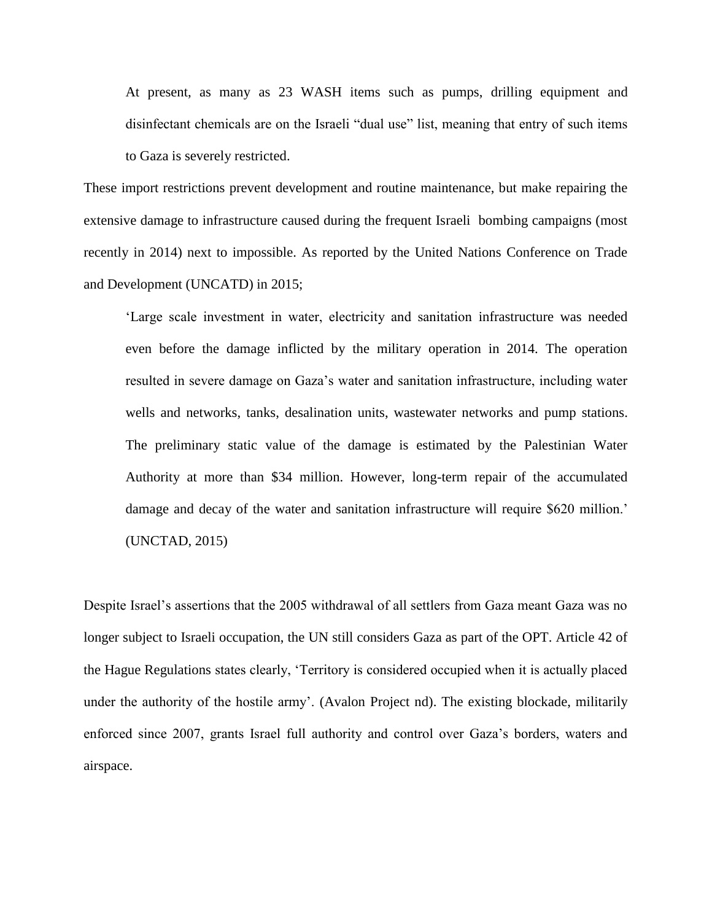> At present, as many as 23 WASH items such as pumps, drilling equipment and disinfectant chemicals are on the Israeli "dual use" list, meaning that entry of such items to Gaza is severely restricted.

These import restrictions prevent development and routine maintenance, but make repairing the extensive damage to infrastructure caused during the frequent Israeli bombing campaigns (most recently in 2014) next to impossible. As reported by the United Nations Conference on Trade and Development (UNCATD) in 2015;

> 'Large scale investment in water, electricity and sanitation infrastructure was needed even before the damage inflicted by the military operation in 2014. The operation resulted in severe damage on Gaza's water and sanitation infrastructure, including water wells and networks, tanks, desalination units, wastewater networks and pump stations. The preliminary static value of the damage is estimated by the Palestinian Water Authority at more than $34 million. However, long-term repair of the accumulated damage and decay of the water and sanitation infrastructure will require $620 million.' (UNCTAD, 2015)

Despite Israel's assertions that the 2005 withdrawal of all settlers from Gaza meant Gaza was no longer subject to Israeli occupation, the UN still considers Gaza as part of the OPT. Article 42 of the Hague Regulations states clearly, 'Territory is considered occupied when it is actually placed under the authority of the hostile army'. (Avalon Project nd). The existing blockade, militarily enforced since 2007, grants Israel full authority and control over Gaza's borders, waters and airspace.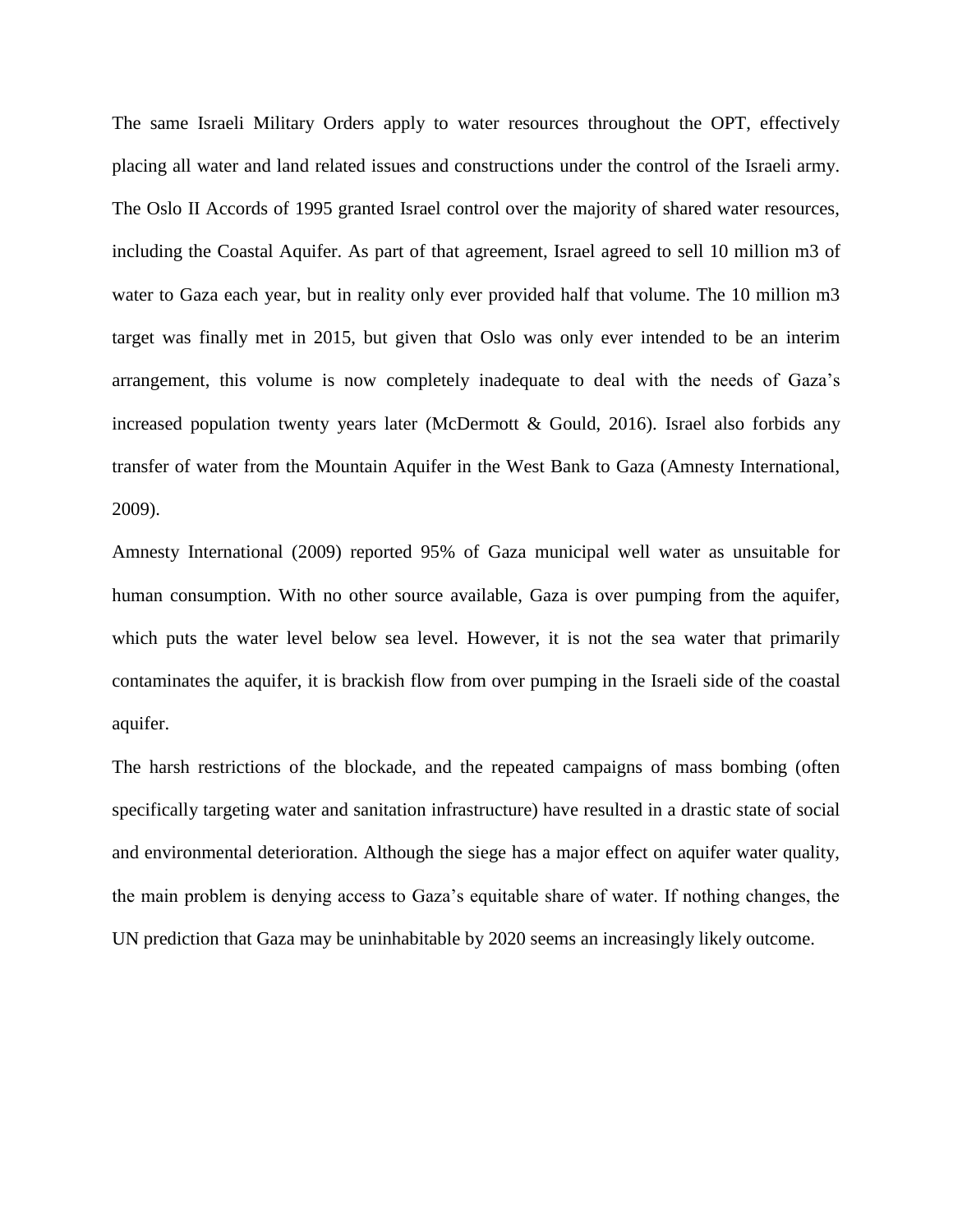The same Israeli Military Orders apply to water resources throughout the OPT, effectively placing all water and land related issues and constructions under the control of the Israeli army. The Oslo II Accords of 1995 granted Israel control over the majority of shared water resources, including the Coastal Aquifer. As part of that agreement, Israel agreed to sell 10 million m3 of water to Gaza each year, but in reality only ever provided half that volume. The 10 million m3 target was finally met in 2015, but given that Oslo was only ever intended to be an interim arrangement, this volume is now completely inadequate to deal with the needs of Gaza's increased population twenty years later (McDermott & Gould, 2016). Israel also forbids any transfer of water from the Mountain Aquifer in the West Bank to Gaza (Amnesty International, 2009).

Amnesty International (2009) reported 95% of Gaza municipal well water as unsuitable for human consumption. With no other source available, Gaza is over pumping from the aquifer, which puts the water level below sea level. However, it is not the sea water that primarily contaminates the aquifer, it is brackish flow from over pumping in the Israeli side of the coastal aquifer.

The harsh restrictions of the blockade, and the repeated campaigns of mass bombing (often specifically targeting water and sanitation infrastructure) have resulted in a drastic state of social and environmental deterioration. Although the siege has a major effect on aquifer water quality, the main problem is denying access to Gaza's equitable share of water. If nothing changes, the UN prediction that Gaza may be uninhabitable by 2020 seems an increasingly likely outcome.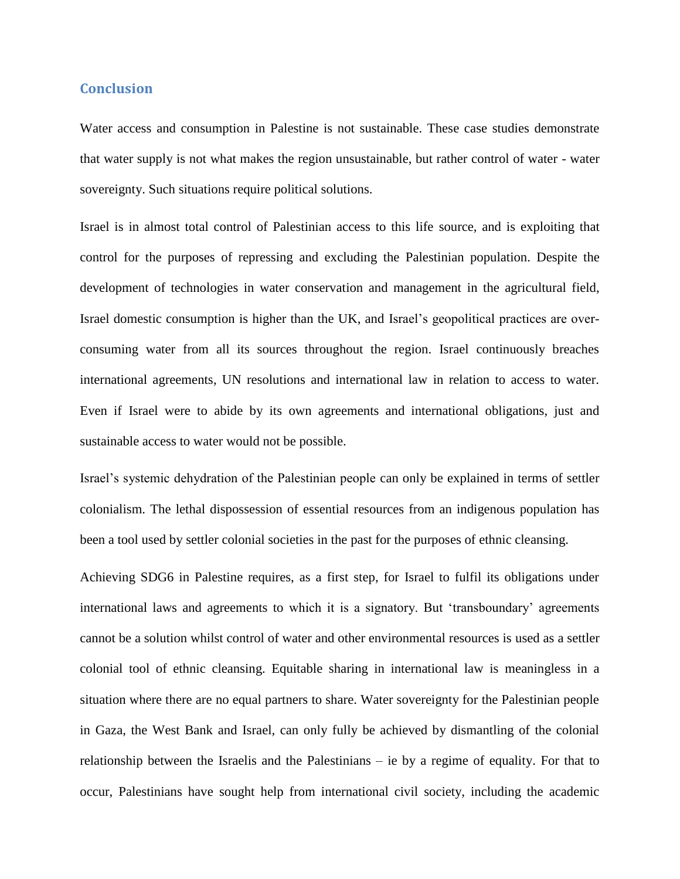## Conclusion

Water access and consumption in Palestine is not sustainable. These case studies demonstrate that water supply is not what makes the region unsustainable, but rather control of water - water sovereignty. Such situations require political solutions.

Israel is in almost total control of Palestinian access to this life source, and is exploiting that control for the purposes of repressing and excluding the Palestinian population. Despite the development of technologies in water conservation and management in the agricultural field, Israel domestic consumption is higher than the UK, and Israel's geopolitical practices are over-consuming water from all its sources throughout the region. Israel continuously breaches international agreements, UN resolutions and international law in relation to access to water. Even if Israel were to abide by its own agreements and international obligations, just and sustainable access to water would not be possible.

Israel's systemic dehydration of the Palestinian people can only be explained in terms of settler colonialism. The lethal dispossession of essential resources from an indigenous population has been a tool used by settler colonial societies in the past for the purposes of ethnic cleansing.

Achieving SDG6 in Palestine requires, as a first step, for Israel to fulfil its obligations under international laws and agreements to which it is a signatory. But 'transboundary' agreements cannot be a solution whilst control of water and other environmental resources is used as a settler colonial tool of ethnic cleansing. Equitable sharing in international law is meaningless in a situation where there are no equal partners to share. Water sovereignty for the Palestinian people in Gaza, the West Bank and Israel, can only fully be achieved by dismantling of the colonial relationship between the Israelis and the Palestinians – ie by a regime of equality. For that to occur, Palestinians have sought help from international civil society, including the academic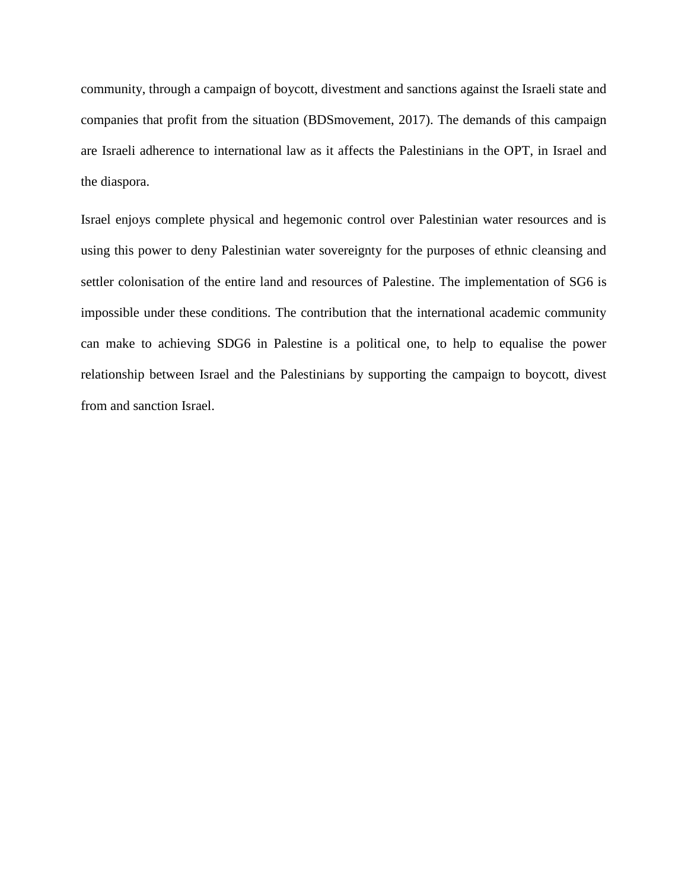community, through a campaign of boycott, divestment and sanctions against the Israeli state and companies that profit from the situation (BDSmovement, 2017). The demands of this campaign are Israeli adherence to international law as it affects the Palestinians in the OPT, in Israel and the diaspora.

Israel enjoys complete physical and hegemonic control over Palestinian water resources and is using this power to deny Palestinian water sovereignty for the purposes of ethnic cleansing and settler colonisation of the entire land and resources of Palestine. The implementation of SG6 is impossible under these conditions. The contribution that the international academic community can make to achieving SDG6 in Palestine is a political one, to help to equalise the power relationship between Israel and the Palestinians by supporting the campaign to boycott, divest from and sanction Israel.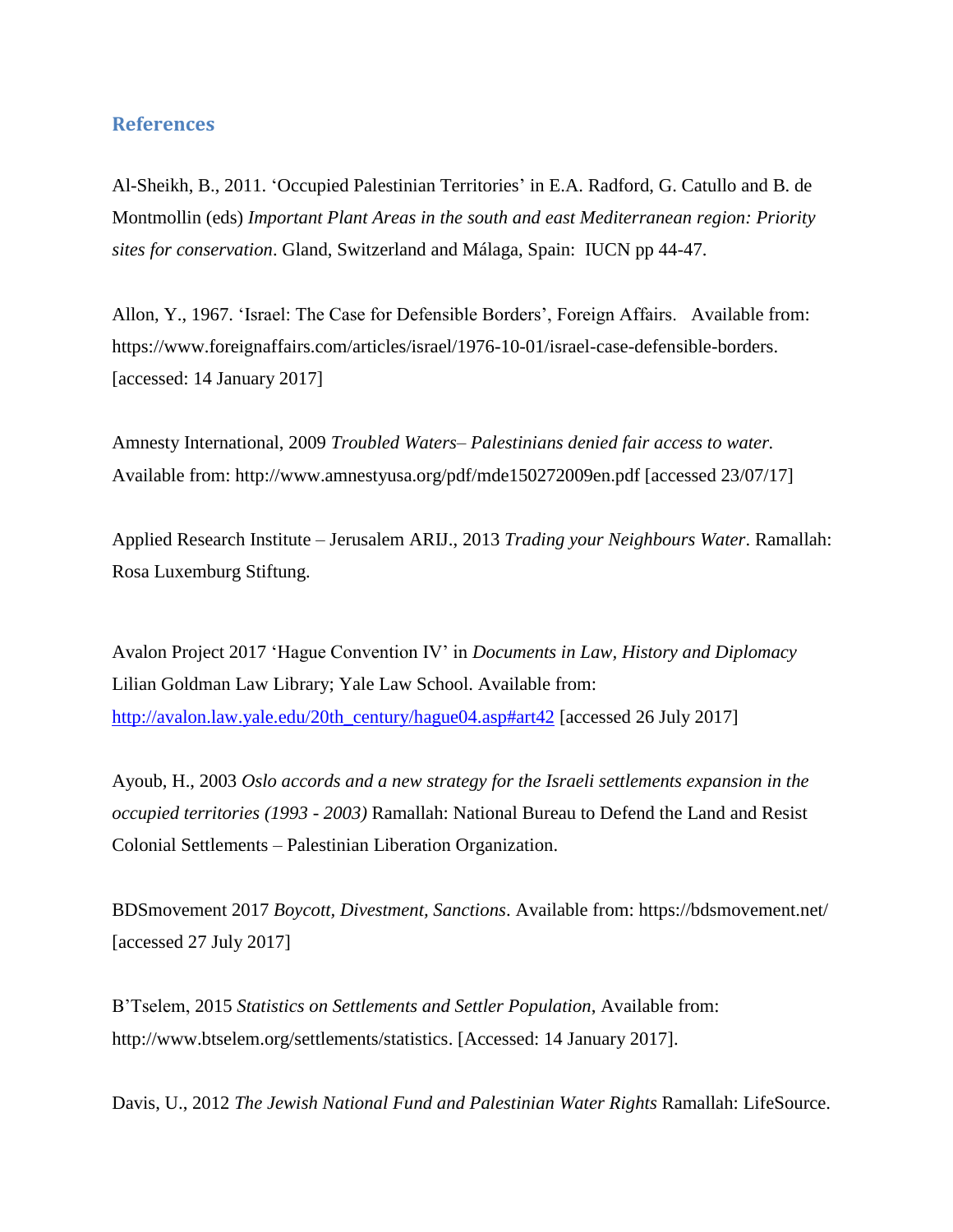## References

Al-Sheikh, B., 2011. 'Occupied Palestinian Territories' in E.A. Radford, G. Catullo and B. de Montmollin (eds) *Important Plant Areas in the south and east Mediterranean region: Priority sites for conservation*. Gland, Switzerland and Málaga, Spain: IUCN pp 44-47.

Allon, Y., 1967. 'Israel: The Case for Defensible Borders', Foreign Affairs. Available from: https://www.foreignaffairs.com/articles/israel/1976-10-01/israel-case-defensible-borders. [accessed: 14 January 2017]

Amnesty International, 2009 *Troubled Waters– Palestinians denied fair access to water.* Available from: http://www.amnestyusa.org/pdf/mde150272009en.pdf [accessed 23/07/17]

Applied Research Institute – Jerusalem ARIJ., 2013 *Trading your Neighbours Water*. Ramallah: Rosa Luxemburg Stiftung.

Avalon Project 2017 'Hague Convention IV' in *Documents in Law, History and Diplomacy* Lilian Goldman Law Library; Yale Law School. Available from: http://avalon.law.yale.edu/20th_century/hague04.asp#art42 [accessed 26 July 2017]

Ayoub, H., 2003 *Oslo accords and a new strategy for the Israeli settlements expansion in the occupied territories (1993 - 2003)* Ramallah: National Bureau to Defend the Land and Resist Colonial Settlements – Palestinian Liberation Organization.

BDSmovement 2017 *Boycott, Divestment, Sanctions*. Available from: https://bdsmovement.net/ [accessed 27 July 2017]

B'Tselem, 2015 *Statistics on Settlements and Settler Population*, Available from: http://www.btselem.org/settlements/statistics. [Accessed: 14 January 2017].

Davis, U., 2012 *The Jewish National Fund and Palestinian Water Rights* Ramallah: LifeSource.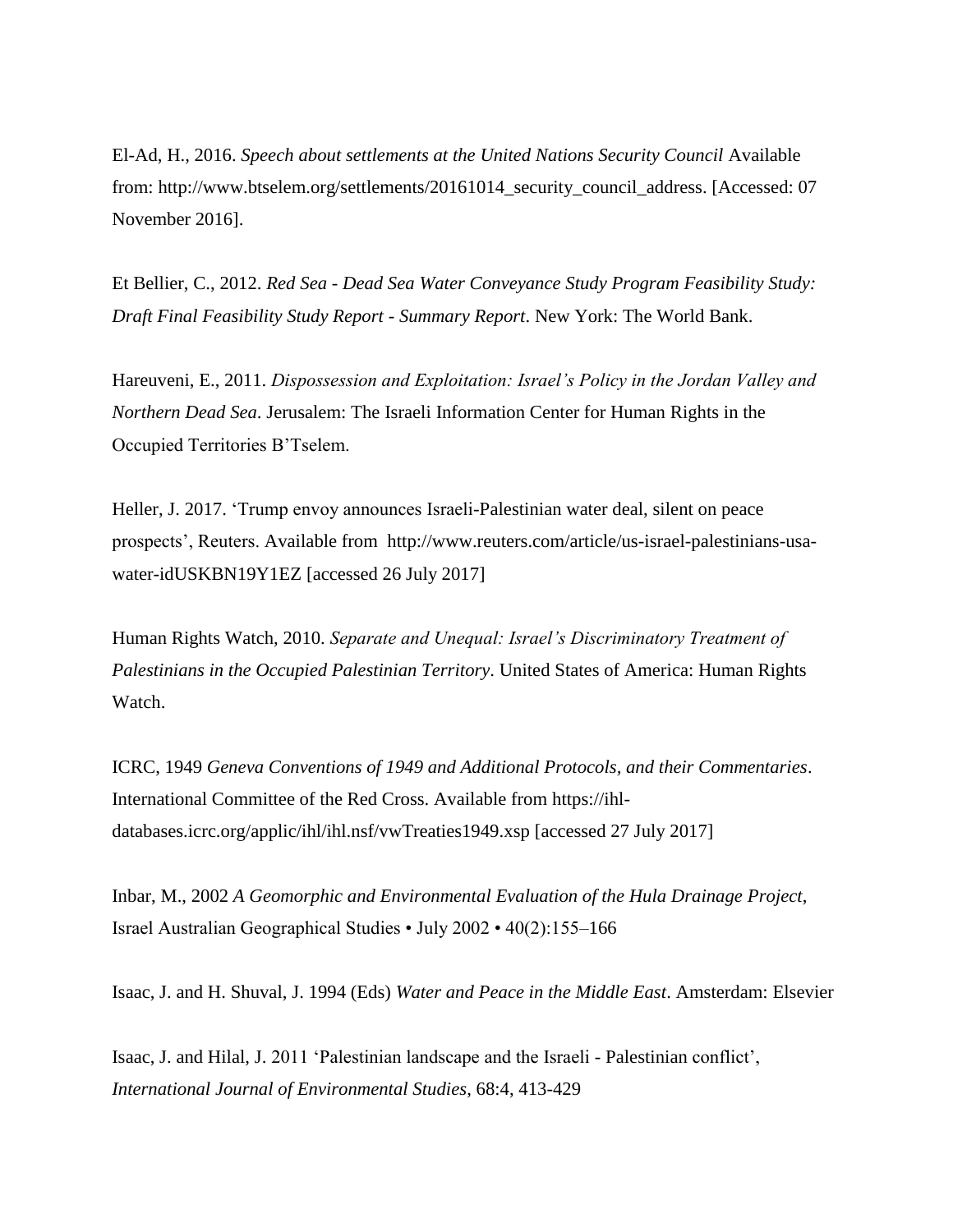El-Ad, H., 2016. *Speech about settlements at the United Nations Security Council* Available from: http://www.btselem.org/settlements/20161014_security_council_address. [Accessed: 07 November 2016].

Et Bellier, C., 2012. *Red Sea - Dead Sea Water Conveyance Study Program Feasibility Study: Draft Final Feasibility Study Report - Summary Report*. New York: The World Bank.

Hareuveni, E., 2011. *Dispossession and Exploitation: Israel's Policy in the Jordan Valley and Northern Dead Sea*. Jerusalem: The Israeli Information Center for Human Rights in the Occupied Territories B'Tselem.

Heller, J. 2017. 'Trump envoy announces Israeli-Palestinian water deal, silent on peace prospects', Reuters. Available from http://www.reuters.com/article/us-israel-palestinians-usa-water-idUSKBN19Y1EZ [accessed 26 July 2017]

Human Rights Watch, 2010. *Separate and Unequal: Israel's Discriminatory Treatment of Palestinians in the Occupied Palestinian Territory*. United States of America: Human Rights Watch.

ICRC, 1949 *Geneva Conventions of 1949 and Additional Protocols, and their Commentaries*. International Committee of the Red Cross. Available from https://ihl-databases.icrc.org/applic/ihl/ihl.nsf/vwTreaties1949.xsp [accessed 27 July 2017]

Inbar, M., 2002 *A Geomorphic and Environmental Evaluation of the Hula Drainage Project*, Israel Australian Geographical Studies • July 2002 • 40(2):155–166

Isaac, J. and H. Shuval, J. 1994 (Eds) *Water and Peace in the Middle East*. Amsterdam: Elsevier

Isaac, J. and Hilal, J. 2011 'Palestinian landscape and the Israeli - Palestinian conflict', *International Journal of Environmental Studies*, 68:4, 413-429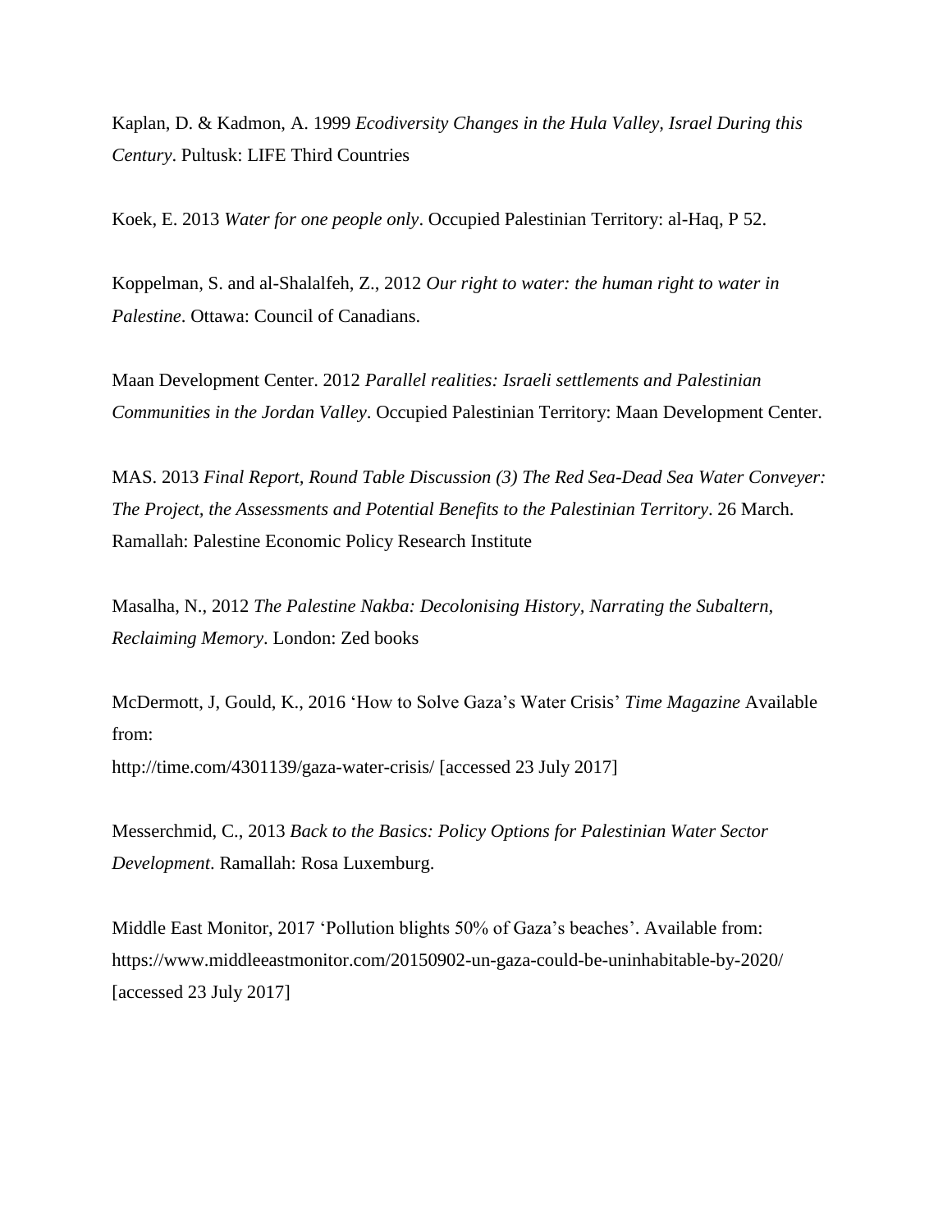Kaplan, D. & Kadmon, A. 1999 *Ecodiversity Changes in the Hula Valley, Israel During this Century*. Pultusk: LIFE Third Countries

Koek, E. 2013 *Water for one people only*. Occupied Palestinian Territory: al-Haq, P 52.

Koppelman, S. and al-Shalalfeh, Z., 2012 *Our right to water: the human right to water in Palestine*. Ottawa: Council of Canadians.

Maan Development Center. 2012 *Parallel realities: Israeli settlements and Palestinian Communities in the Jordan Valley*. Occupied Palestinian Territory: Maan Development Center.

MAS. 2013 *Final Report, Round Table Discussion (3) The Red Sea-Dead Sea Water Conveyer: The Project, the Assessments and Potential Benefits to the Palestinian Territory*. 26 March. Ramallah: Palestine Economic Policy Research Institute

Masalha, N., 2012 *The Palestine Nakba: Decolonising History, Narrating the Subaltern, Reclaiming Memory*. London: Zed books

McDermott, J, Gould, K., 2016 'How to Solve Gaza's Water Crisis' *Time Magazine* Available from:
http://time.com/4301139/gaza-water-crisis/ [accessed 23 July 2017]

Messerchmid, C., 2013 *Back to the Basics: Policy Options for Palestinian Water Sector Development*. Ramallah: Rosa Luxemburg.

Middle East Monitor, 2017 'Pollution blights 50% of Gaza's beaches'. Available from: https://www.middleeastmonitor.com/20150902-un-gaza-could-be-uninhabitable-by-2020/ [accessed 23 July 2017]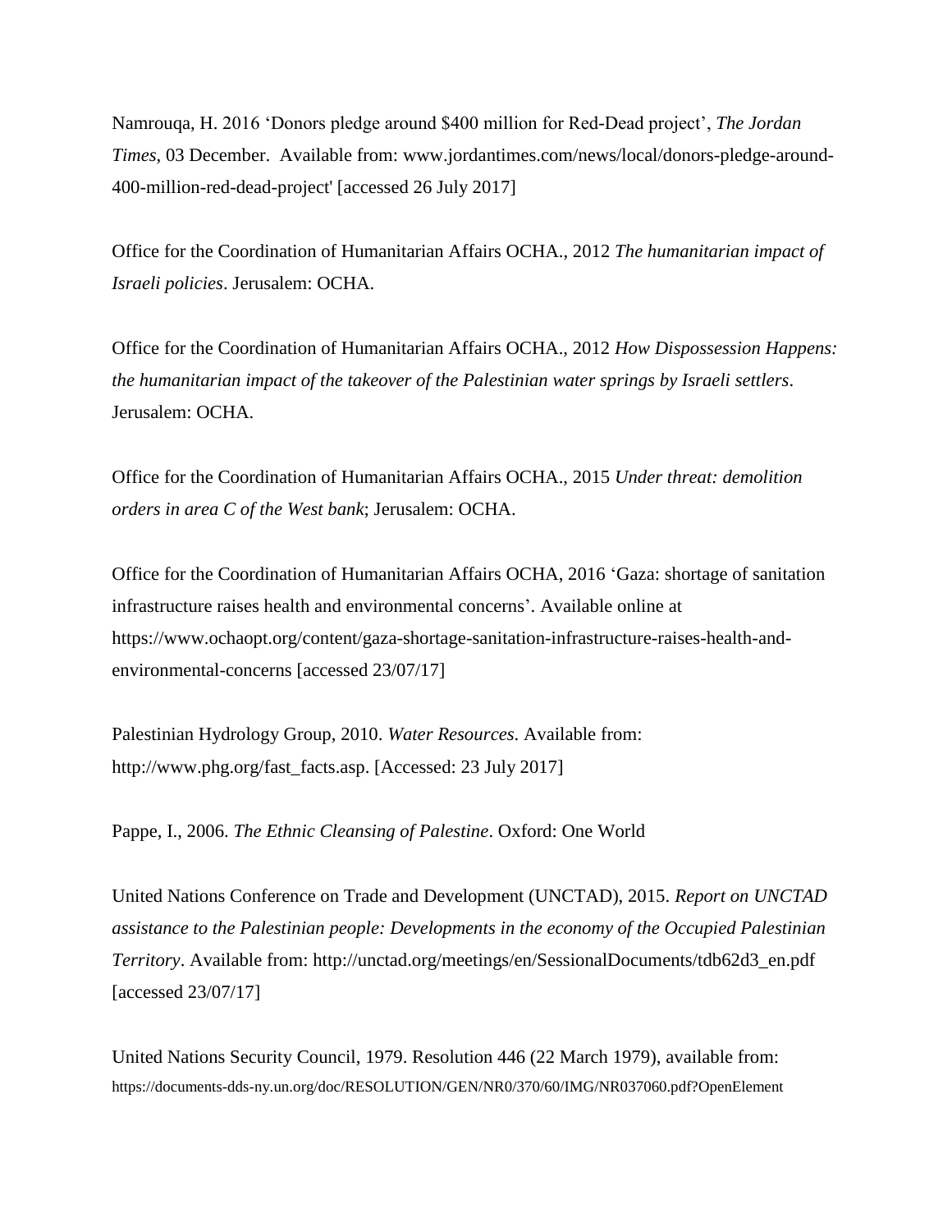Namrouqa, H. 2016 'Donors pledge around $400 million for Red-Dead project', *The Jordan Times*, 03 December. Available from: www.jordantimes.com/news/local/donors-pledge-around-400-million-red-dead-project' [accessed 26 July 2017]

Office for the Coordination of Humanitarian Affairs OCHA., 2012 *The humanitarian impact of Israeli policies*. Jerusalem: OCHA.

Office for the Coordination of Humanitarian Affairs OCHA., 2012 *How Dispossession Happens: the humanitarian impact of the takeover of the Palestinian water springs by Israeli settlers*. Jerusalem: OCHA.

Office for the Coordination of Humanitarian Affairs OCHA., 2015 *Under threat: demolition orders in area C of the West bank*; Jerusalem: OCHA.

Office for the Coordination of Humanitarian Affairs OCHA, 2016 'Gaza: shortage of sanitation infrastructure raises health and environmental concerns'. Available online at https://www.ochaopt.org/content/gaza-shortage-sanitation-infrastructure-raises-health-and-environmental-concerns [accessed 23/07/17]

Palestinian Hydrology Group, 2010. *Water Resources*. Available from: http://www.phg.org/fast_facts.asp. [Accessed: 23 July 2017]

Pappe, I., 2006. *The Ethnic Cleansing of Palestine*. Oxford: One World

United Nations Conference on Trade and Development (UNCTAD), 2015. *Report on UNCTAD assistance to the Palestinian people: Developments in the economy of the Occupied Palestinian Territory*. Available from: http://unctad.org/meetings/en/SessionalDocuments/tdb62d3_en.pdf [accessed 23/07/17]

United Nations Security Council, 1979. Resolution 446 (22 March 1979), available from: https://documents-dds-ny.un.org/doc/RESOLUTION/GEN/NR0/370/60/IMG/NR037060.pdf?OpenElement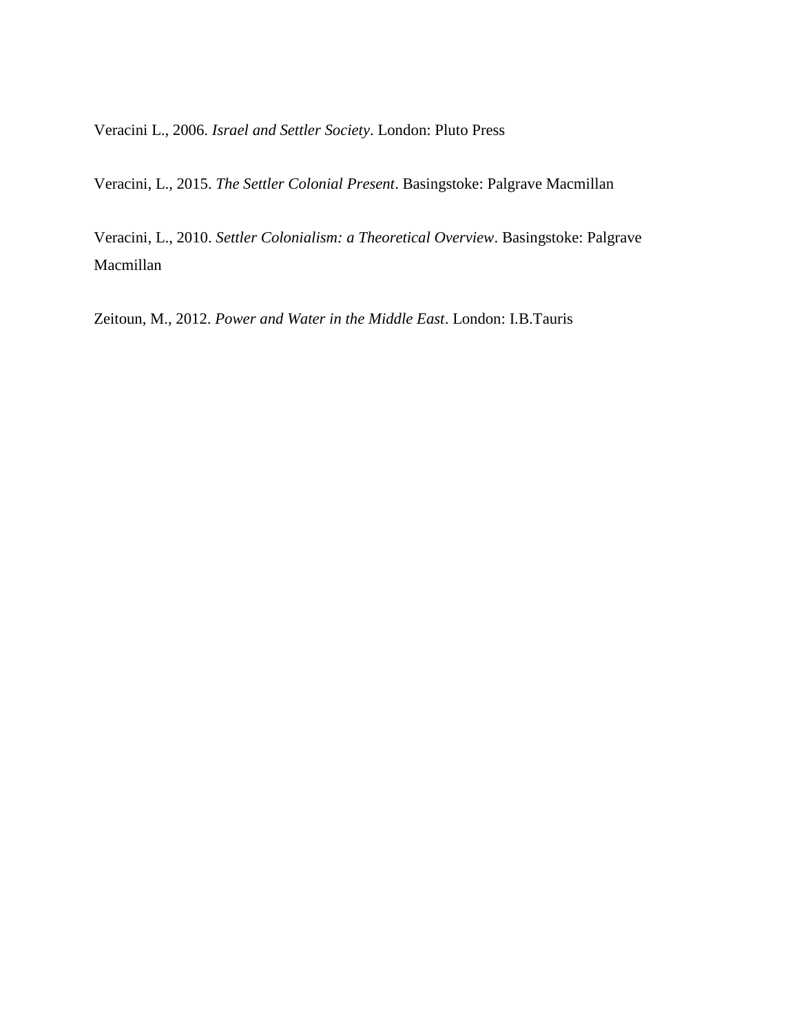Veracini L., 2006. *Israel and Settler Society*. London: Pluto Press

Veracini, L., 2015. *The Settler Colonial Present*. Basingstoke: Palgrave Macmillan

Veracini, L., 2010. *Settler Colonialism: a Theoretical Overview*. Basingstoke: Palgrave Macmillan

Zeitoun, M., 2012. *Power and Water in the Middle East*. London: I.B.Tauris